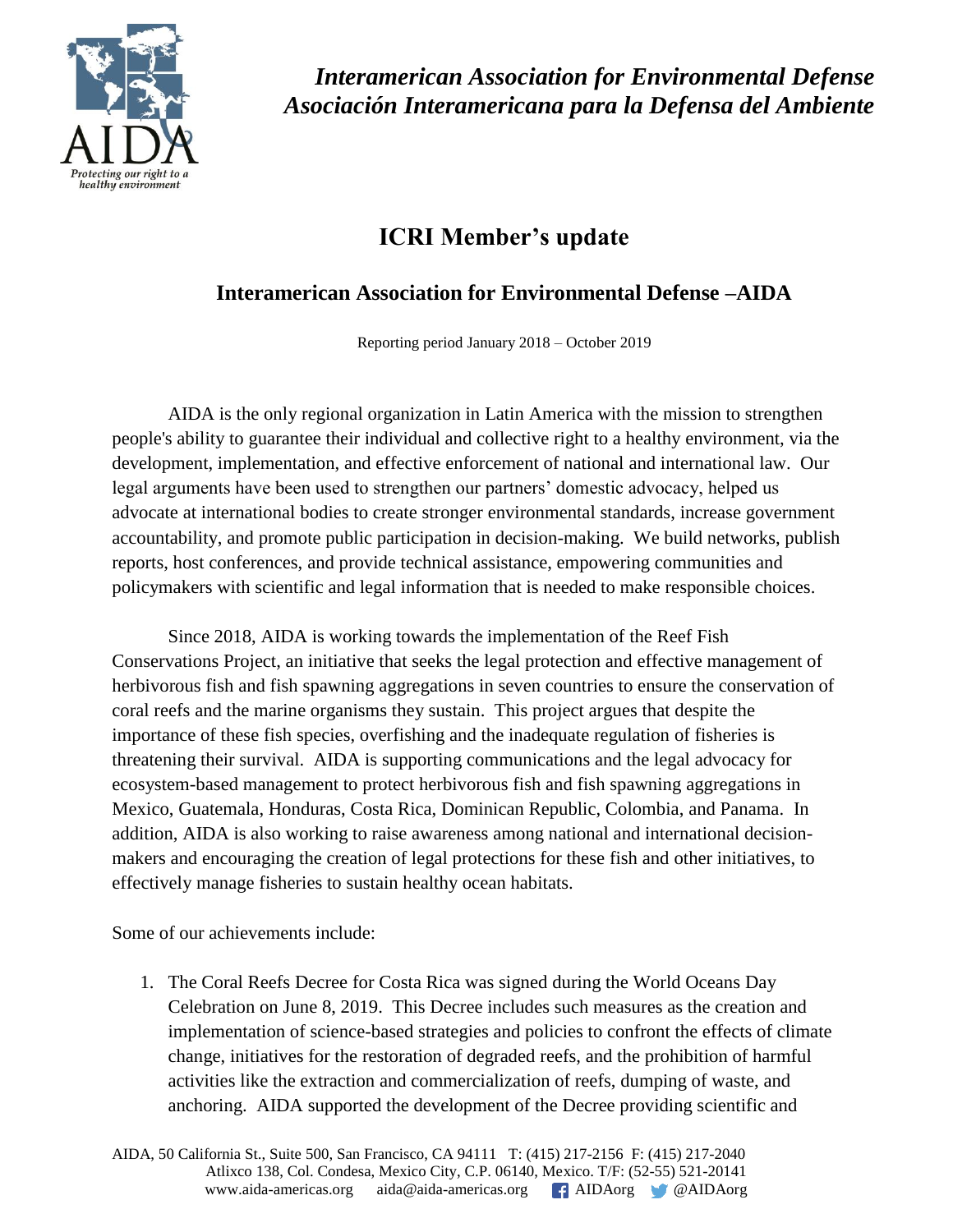*Interamerican Association for Environmental Defense*
*Asociación Interamericana para la Defensa del Ambiente*

# ICRI Member's update

## Interamerican Association for Environmental Defense –AIDA

Reporting period January 2018 – October 2019

AIDA is the only regional organization in Latin America with the mission to strengthen people's ability to guarantee their individual and collective right to a healthy environment, via the development, implementation, and effective enforcement of national and international law. Our legal arguments have been used to strengthen our partners' domestic advocacy, helped us advocate at international bodies to create stronger environmental standards, increase government accountability, and promote public participation in decision-making. We build networks, publish reports, host conferences, and provide technical assistance, empowering communities and policymakers with scientific and legal information that is needed to make responsible choices.

Since 2018, AIDA is working towards the implementation of the Reef Fish Conservations Project, an initiative that seeks the legal protection and effective management of herbivorous fish and fish spawning aggregations in seven countries to ensure the conservation of coral reefs and the marine organisms they sustain. This project argues that despite the importance of these fish species, overfishing and the inadequate regulation of fisheries is threatening their survival. AIDA is supporting communications and the legal advocacy for ecosystem-based management to protect herbivorous fish and fish spawning aggregations in Mexico, Guatemala, Honduras, Costa Rica, Dominican Republic, Colombia, and Panama. In addition, AIDA is also working to raise awareness among national and international decision-makers and encouraging the creation of legal protections for these fish and other initiatives, to effectively manage fisheries to sustain healthy ocean habitats.

Some of our achievements include:

1. The Coral Reefs Decree for Costa Rica was signed during the World Oceans Day Celebration on June 8, 2019. This Decree includes such measures as the creation and implementation of science-based strategies and policies to confront the effects of climate change, initiatives for the restoration of degraded reefs, and the prohibition of harmful activities like the extraction and commercialization of reefs, dumping of waste, and anchoring. AIDA supported the development of the Decree providing scientific and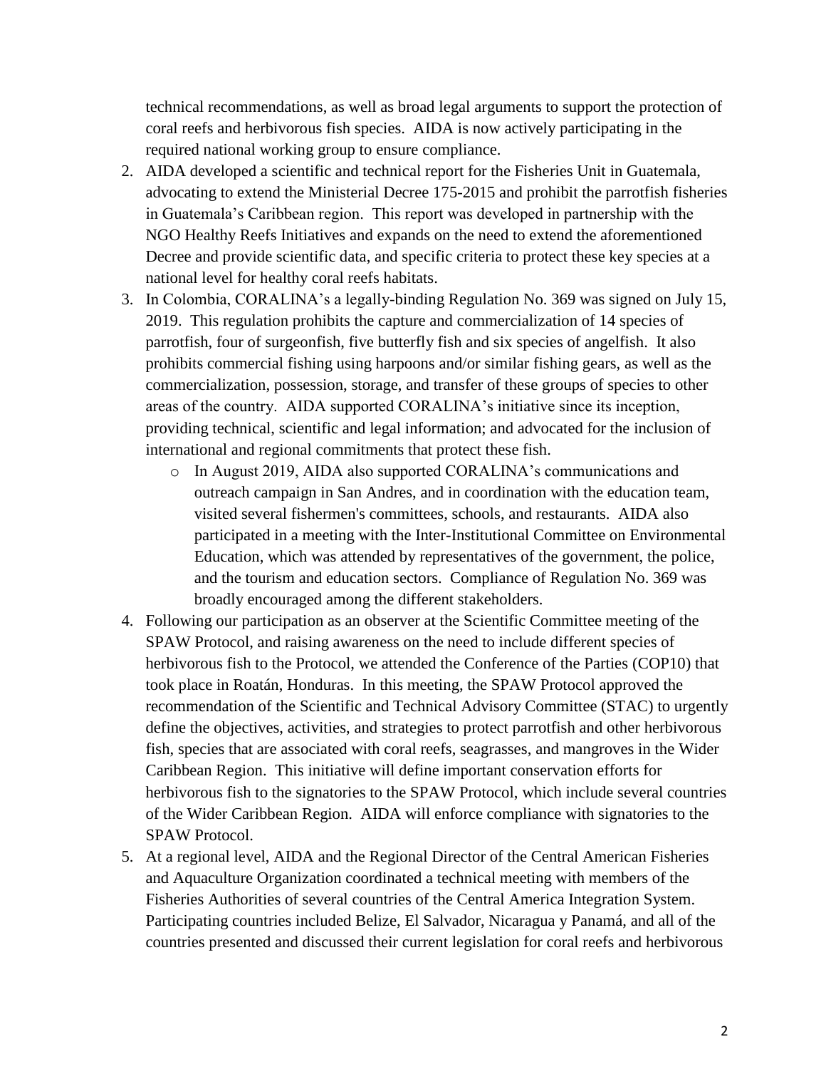technical recommendations, as well as broad legal arguments to support the protection of coral reefs and herbivorous fish species. AIDA is now actively participating in the required national working group to ensure compliance.

2. AIDA developed a scientific and technical report for the Fisheries Unit in Guatemala, advocating to extend the Ministerial Decree 175-2015 and prohibit the parrotfish fisheries in Guatemala's Caribbean region. This report was developed in partnership with the NGO Healthy Reefs Initiatives and expands on the need to extend the aforementioned Decree and provide scientific data, and specific criteria to protect these key species at a national level for healthy coral reefs habitats.
3. In Colombia, CORALINA's a legally-binding Regulation No. 369 was signed on July 15, 2019. This regulation prohibits the capture and commercialization of 14 species of parrotfish, four of surgeonfish, five butterfly fish and six species of angelfish. It also prohibits commercial fishing using harpoons and/or similar fishing gears, as well as the commercialization, possession, storage, and transfer of these groups of species to other areas of the country. AIDA supported CORALINA's initiative since its inception, providing technical, scientific and legal information; and advocated for the inclusion of international and regional commitments that protect these fish.
    - In August 2019, AIDA also supported CORALINA's communications and outreach campaign in San Andres, and in coordination with the education team, visited several fishermen's committees, schools, and restaurants. AIDA also participated in a meeting with the Inter-Institutional Committee on Environmental Education, which was attended by representatives of the government, the police, and the tourism and education sectors. Compliance of Regulation No. 369 was broadly encouraged among the different stakeholders.
4. Following our participation as an observer at the Scientific Committee meeting of the SPAW Protocol, and raising awareness on the need to include different species of herbivorous fish to the Protocol, we attended the Conference of the Parties (COP10) that took place in Roatán, Honduras. In this meeting, the SPAW Protocol approved the recommendation of the Scientific and Technical Advisory Committee (STAC) to urgently define the objectives, activities, and strategies to protect parrotfish and other herbivorous fish, species that are associated with coral reefs, seagrasses, and mangroves in the Wider Caribbean Region. This initiative will define important conservation efforts for herbivorous fish to the signatories to the SPAW Protocol, which include several countries of the Wider Caribbean Region. AIDA will enforce compliance with signatories to the SPAW Protocol.
5. At a regional level, AIDA and the Regional Director of the Central American Fisheries and Aquaculture Organization coordinated a technical meeting with members of the Fisheries Authorities of several countries of the Central America Integration System. Participating countries included Belize, El Salvador, Nicaragua y Panamá, and all of the countries presented and discussed their current legislation for coral reefs and herbivorous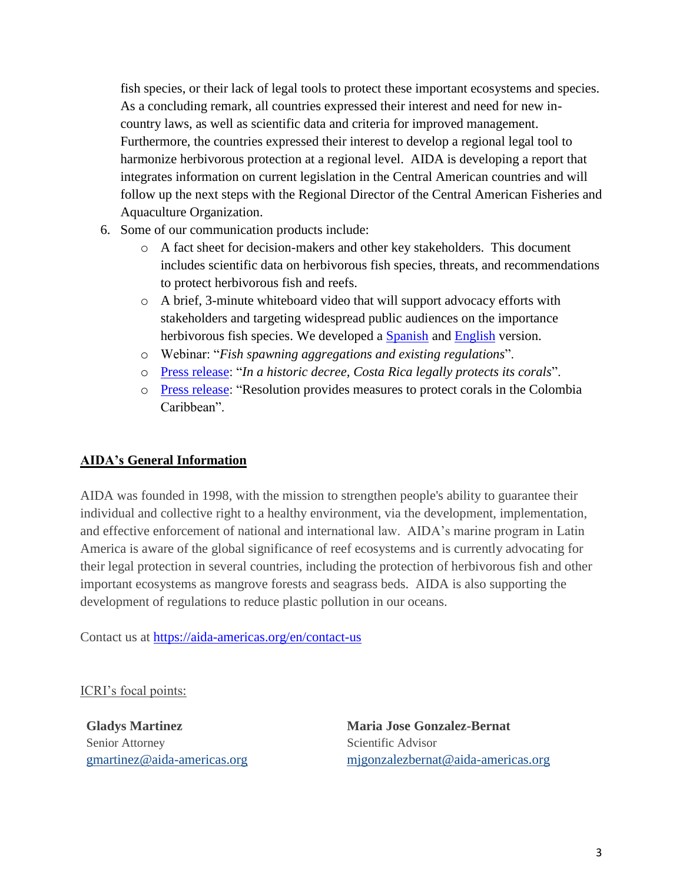fish species, or their lack of legal tools to protect these important ecosystems and species. As a concluding remark, all countries expressed their interest and need for new in-country laws, as well as scientific data and criteria for improved management. Furthermore, the countries expressed their interest to develop a regional legal tool to harmonize herbivorous protection at a regional level. AIDA is developing a report that integrates information on current legislation in the Central American countries and will follow up the next steps with the Regional Director of the Central American Fisheries and Aquaculture Organization.

6. Some of our communication products include:
   - A fact sheet for decision-makers and other key stakeholders. This document includes scientific data on herbivorous fish species, threats, and recommendations to protect herbivorous fish and reefs.
   - A brief, 3-minute whiteboard video that will support advocacy efforts with stakeholders and targeting widespread public audiences on the importance herbivorous fish species. We developed a Spanish and English version.
   - Webinar: "*Fish spawning aggregations and existing regulations*".
   - Press release: "*In a historic decree, Costa Rica legally protects its corals*".
   - Press release: "Resolution provides measures to protect corals in the Colombia Caribbean".

## AIDA's General Information

AIDA was founded in 1998, with the mission to strengthen people's ability to guarantee their individual and collective right to a healthy environment, via the development, implementation, and effective enforcement of national and international law. AIDA's marine program in Latin America is aware of the global significance of reef ecosystems and is currently advocating for their legal protection in several countries, including the protection of herbivorous fish and other important ecosystems as mangrove forests and seagrass beds. AIDA is also supporting the development of regulations to reduce plastic pollution in our oceans.

Contact us at https://aida-americas.org/en/contact-us

ICRI's focal points:

**Gladys Martinez**
Senior Attorney
gmartinez@aida-americas.org

**Maria Jose Gonzalez-Bernat**
Scientific Advisor
mjgonzalezbernat@aida-americas.org